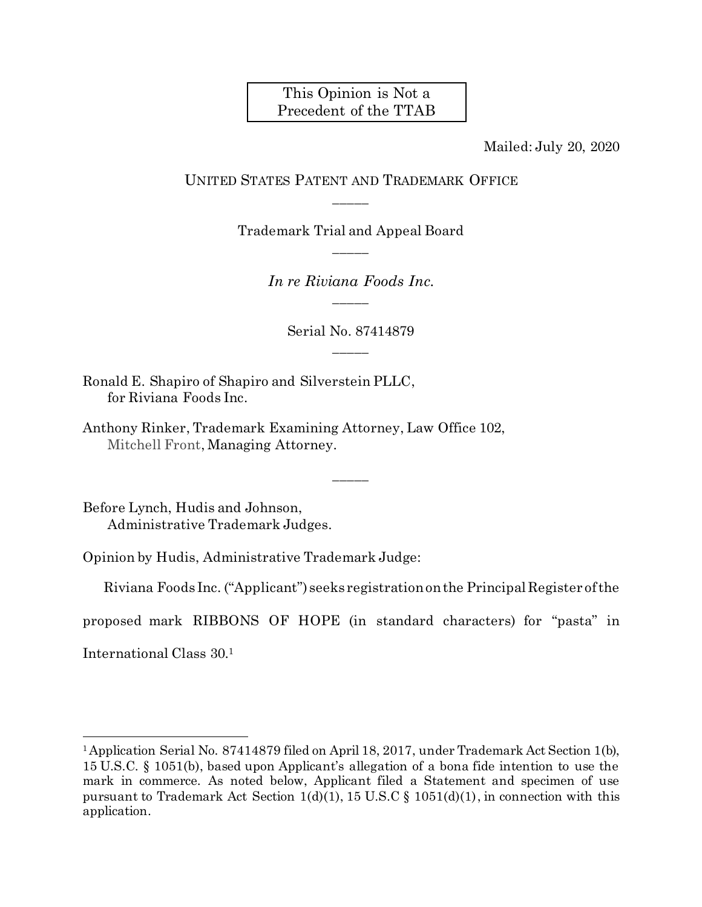This Opinion is Not a Precedent of the TTAB

Mailed: July 20, 2020

UNITED STATES PATENT AND TRADEMARK OFFICE

\_\_\_\_\_

Trademark Trial and Appeal Board

\_\_\_\_\_

*In re Riviana Foods Inc.*

\_\_\_\_\_

Serial No. 87414879

\_\_\_\_\_

Ronald E. Shapiro of Shapiro and Silverstein PLLC,
for Riviana Foods Inc.

Anthony Rinker, Trademark Examining Attorney, Law Office 102,
Mitchell Front, Managing Attorney.

\_\_\_\_\_

Before Lynch, Hudis and Johnson,
Administrative Trademark Judges.

Opinion by Hudis, Administrative Trademark Judge:

Riviana Foods Inc. ("Applicant") seeks registration on the Principal Register of the proposed mark RIBBONS OF HOPE (in standard characters) for "pasta" in International Class 30.[1]

---

[1] Application Serial No. 87414879 filed on April 18, 2017, under Trademark Act Section 1(b), 15 U.S.C. § 1051(b), based upon Applicant's allegation of a bona fide intention to use the mark in commerce. As noted below, Applicant filed a Statement and specimen of use pursuant to Trademark Act Section 1(d)(1), 15 U.S.C § 1051(d)(1), in connection with this application.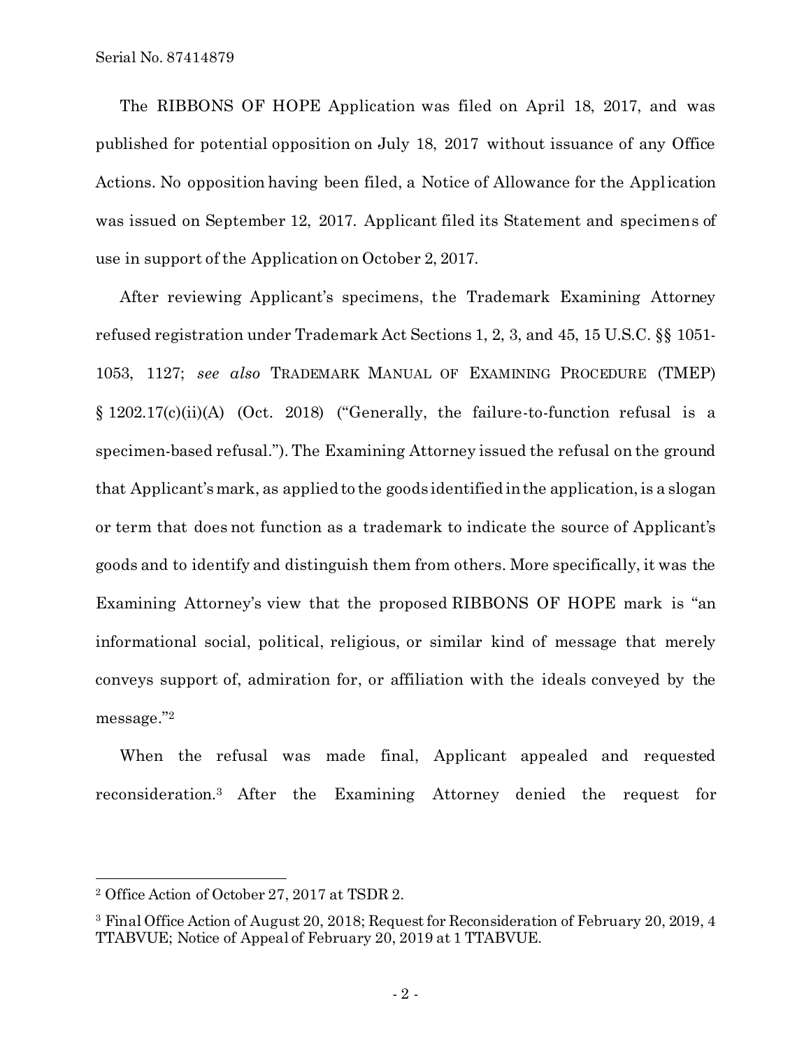The RIBBONS OF HOPE Application was filed on April 18, 2017, and was published for potential opposition on July 18, 2017 without issuance of any Office Actions. No opposition having been filed, a Notice of Allowance for the Application was issued on September 12, 2017. Applicant filed its Statement and specimens of use in support of the Application on October 2, 2017.

After reviewing Applicant's specimens, the Trademark Examining Attorney refused registration under Trademark Act Sections 1, 2, 3, and 45, 15 U.S.C. §§ 1051-1053, 1127; *see also* TRADEMARK MANUAL OF EXAMINING PROCEDURE (TMEP) § 1202.17(c)(ii)(A) (Oct. 2018) ("Generally, the failure-to-function refusal is a specimen-based refusal."). The Examining Attorney issued the refusal on the ground that Applicant's mark, as applied to the goods identified in the application, is a slogan or term that does not function as a trademark to indicate the source of Applicant's goods and to identify and distinguish them from others. More specifically, it was the Examining Attorney's view that the proposed RIBBONS OF HOPE mark is "an informational social, political, religious, or similar kind of message that merely conveys support of, admiration for, or affiliation with the ideals conveyed by the message."[2]

When the refusal was made final, Applicant appealed and requested reconsideration.[3] After the Examining Attorney denied the request for

---

[2] Office Action of October 27, 2017 at TSDR 2.

[3] Final Office Action of August 20, 2018; Request for Reconsideration of February 20, 2019, 4 TTABVUE; Notice of Appeal of February 20, 2019 at 1 TTABVUE.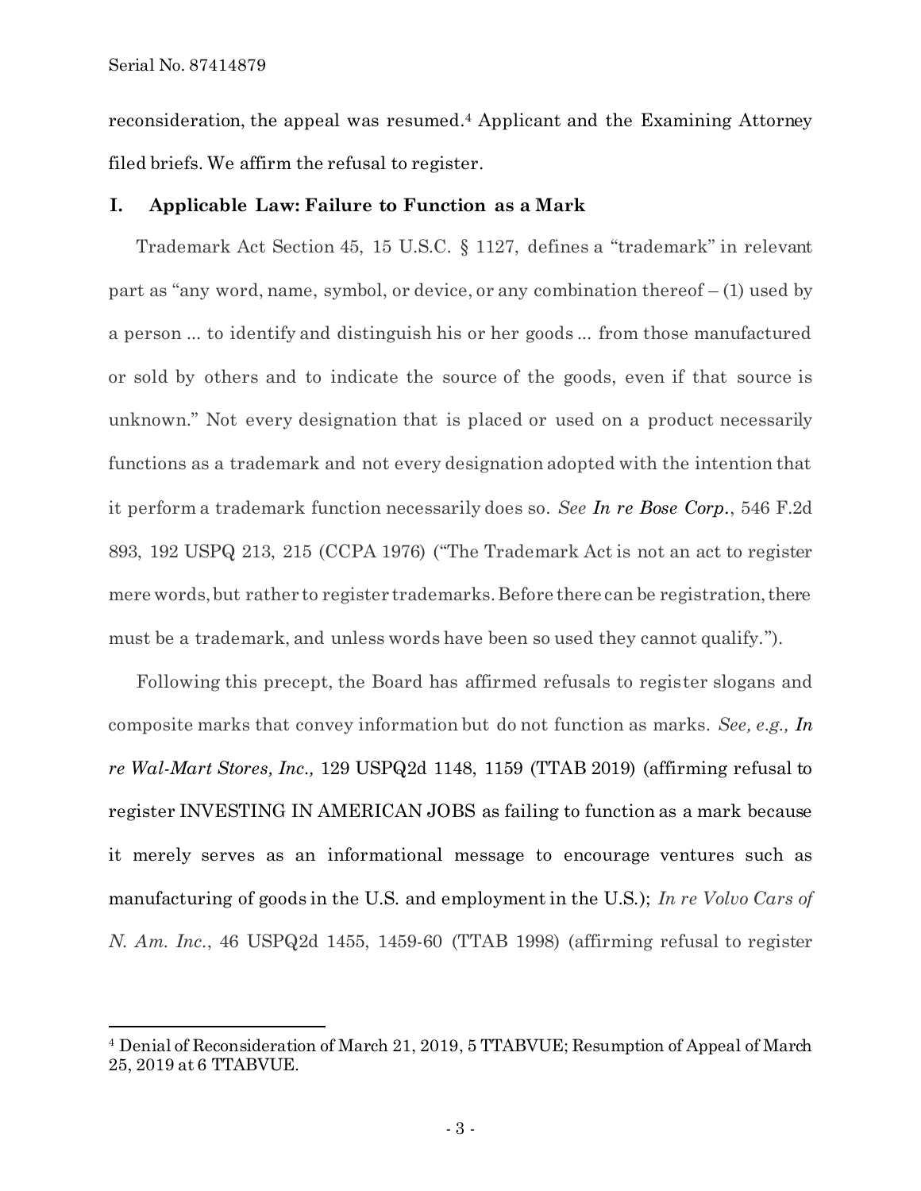reconsideration, the appeal was resumed.[4] Applicant and the Examining Attorney filed briefs. We affirm the refusal to register.

## I. Applicable Law: Failure to Function as a Mark

Trademark Act Section 45, 15 U.S.C. § 1127, defines a "trademark" in relevant part as "any word, name, symbol, or device, or any combination thereof – (1) used by a person ... to identify and distinguish his or her goods ... from those manufactured or sold by others and to indicate the source of the goods, even if that source is unknown." Not every designation that is placed or used on a product necessarily functions as a trademark and not every designation adopted with the intention that it perform a trademark function necessarily does so. *See* ***In re Bose Corp.***, 546 F.2d 893, 192 USPQ 213, 215 (CCPA 1976) ("The Trademark Act is not an act to register mere words, but rather to register trademarks. Before there can be registration, there must be a trademark, and unless words have been so used they cannot qualify.").

Following this precept, the Board has affirmed refusals to register slogans and composite marks that convey information but do not function as marks. *See, e.g.,* ***In re Wal-Mart Stores, Inc.,*** 129 USPQ2d 1148, 1159 (TTAB 2019) (affirming refusal to register INVESTING IN AMERICAN JOBS as failing to function as a mark because it merely serves as an informational message to encourage ventures such as manufacturing of goods in the U.S. and employment in the U.S.); *In re Volvo Cars of N. Am. Inc.*, 46 USPQ2d 1455, 1459-60 (TTAB 1998) (affirming refusal to register

---

[4] Denial of Reconsideration of March 21, 2019, 5 TTABVUE; Resumption of Appeal of March 25, 2019 at 6 TTABVUE.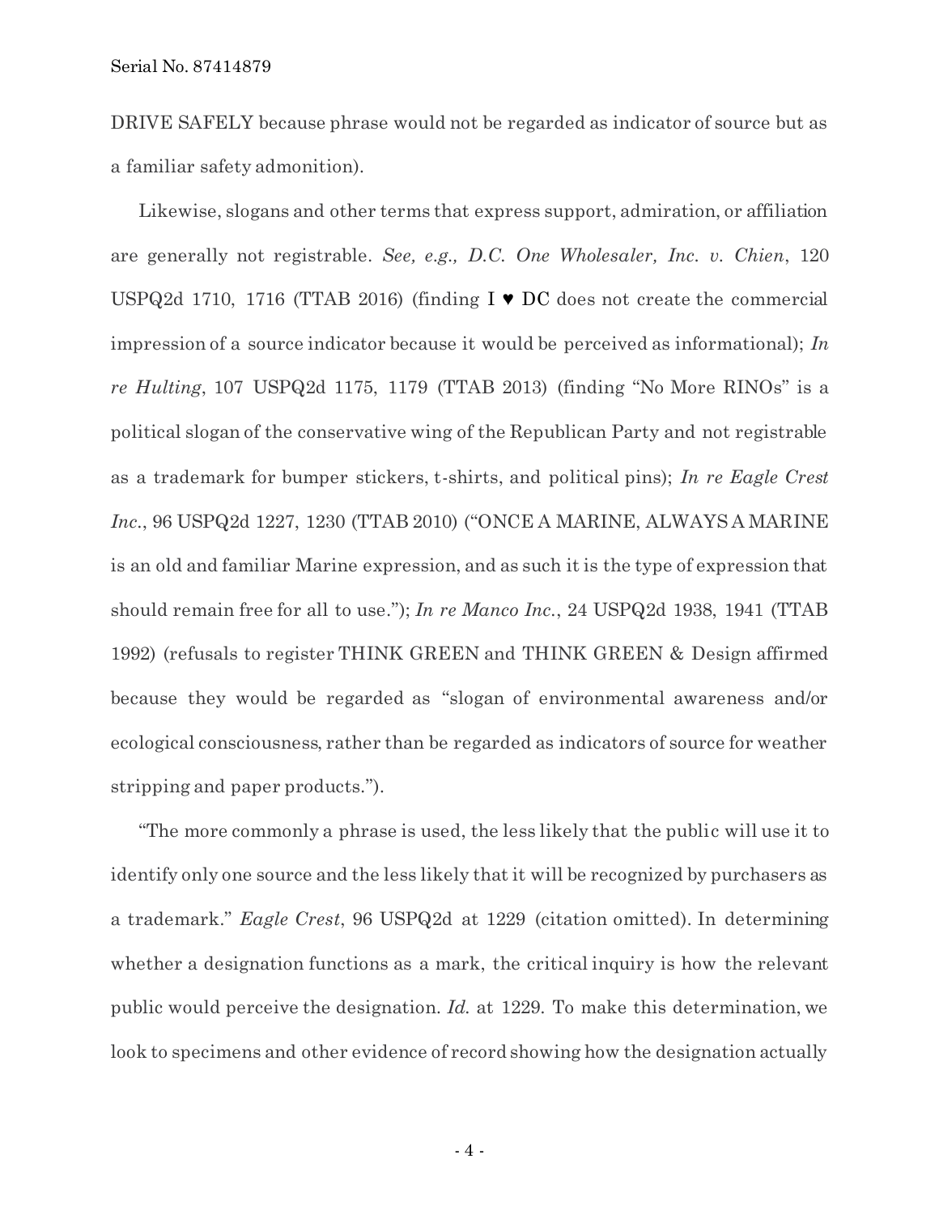DRIVE SAFELY because phrase would not be regarded as indicator of source but as a familiar safety admonition).

Likewise, slogans and other terms that express support, admiration, or affiliation are generally not registrable. *See, e.g., D.C. One Wholesaler, Inc. v. Chien*, 120 USPQ2d 1710, 1716 (TTAB 2016) (finding I ♥ DC does not create the commercial impression of a source indicator because it would be perceived as informational); *In re Hulting*, 107 USPQ2d 1175, 1179 (TTAB 2013) (finding "No More RINOs" is a political slogan of the conservative wing of the Republican Party and not registrable as a trademark for bumper stickers, t-shirts, and political pins); *In re Eagle Crest Inc.*, 96 USPQ2d 1227, 1230 (TTAB 2010) ("ONCE A MARINE, ALWAYS A MARINE is an old and familiar Marine expression, and as such it is the type of expression that should remain free for all to use."); *In re Manco Inc.*, 24 USPQ2d 1938, 1941 (TTAB 1992) (refusals to register THINK GREEN and THINK GREEN & Design affirmed because they would be regarded as "slogan of environmental awareness and/or ecological consciousness, rather than be regarded as indicators of source for weather stripping and paper products.").

"The more commonly a phrase is used, the less likely that the public will use it to identify only one source and the less likely that it will be recognized by purchasers as a trademark." *Eagle Crest*, 96 USPQ2d at 1229 (citation omitted). In determining whether a designation functions as a mark, the critical inquiry is how the relevant public would perceive the designation. *Id.* at 1229. To make this determination, we look to specimens and other evidence of record showing how the designation actually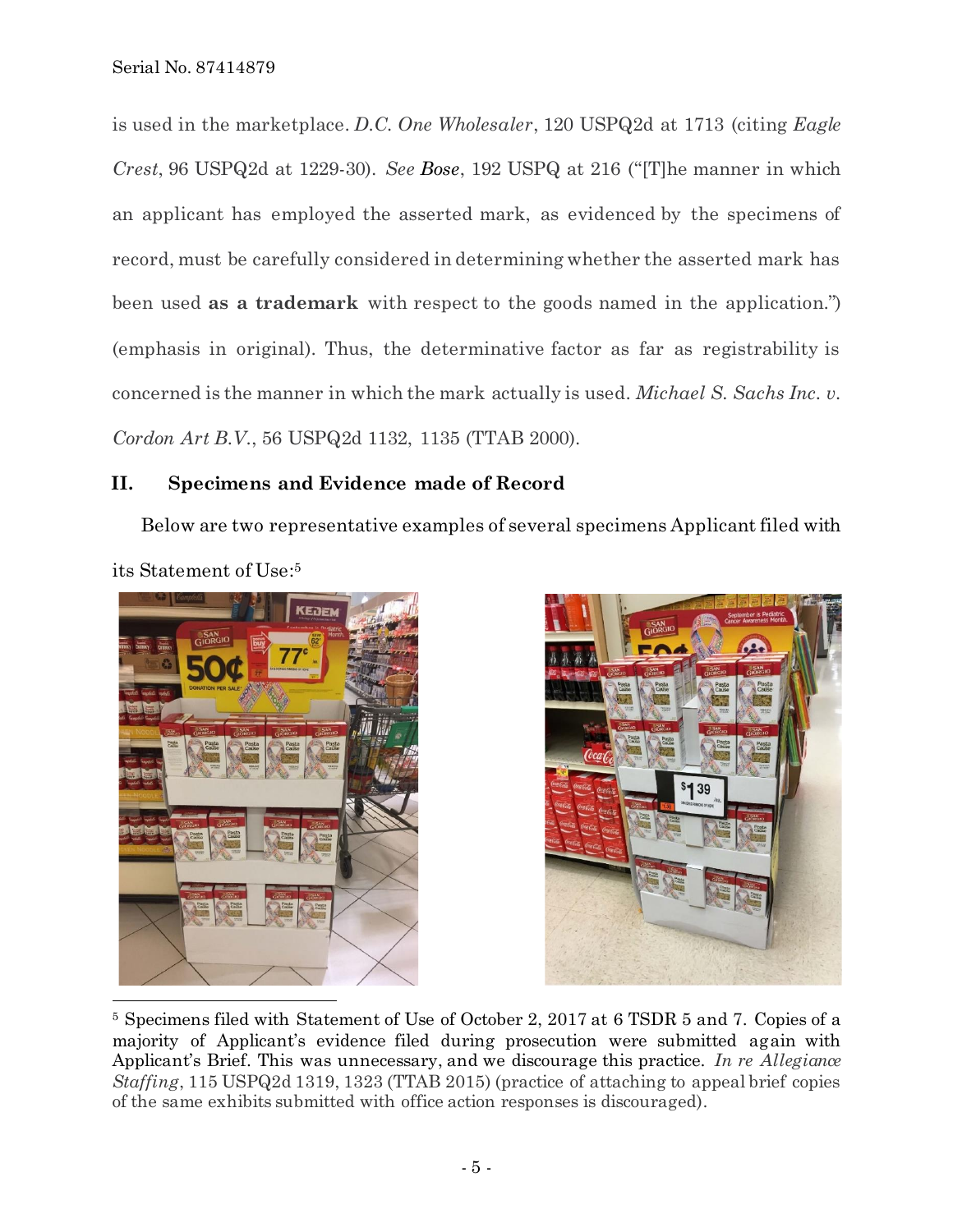is used in the marketplace. *D.C. One Wholesaler*, 120 USPQ2d at 1713 (citing *Eagle Crest*, 96 USPQ2d at 1229-30). *See Bose*, 192 USPQ at 216 ("[T]he manner in which an applicant has employed the asserted mark, as evidenced by the specimens of record, must be carefully considered in determining whether the asserted mark has been used **as a trademark** with respect to the goods named in the application.") (emphasis in original). Thus, the determinative factor as far as registrability is concerned is the manner in which the mark actually is used. *Michael S. Sachs Inc. v. Cordon Art B.V.*, 56 USPQ2d 1132, 1135 (TTAB 2000).

## II. Specimens and Evidence made of Record

Below are two representative examples of several specimens Applicant filed with its Statement of Use:[5]

---

[5] Specimens filed with Statement of Use of October 2, 2017 at 6 TSDR 5 and 7. Copies of a majority of Applicant's evidence filed during prosecution were submitted again with Applicant's Brief. This was unnecessary, and we discourage this practice. *In re Allegiance Staffing*, 115 USPQ2d 1319, 1323 (TTAB 2015) (practice of attaching to appeal brief copies of the same exhibits submitted with office action responses is discouraged).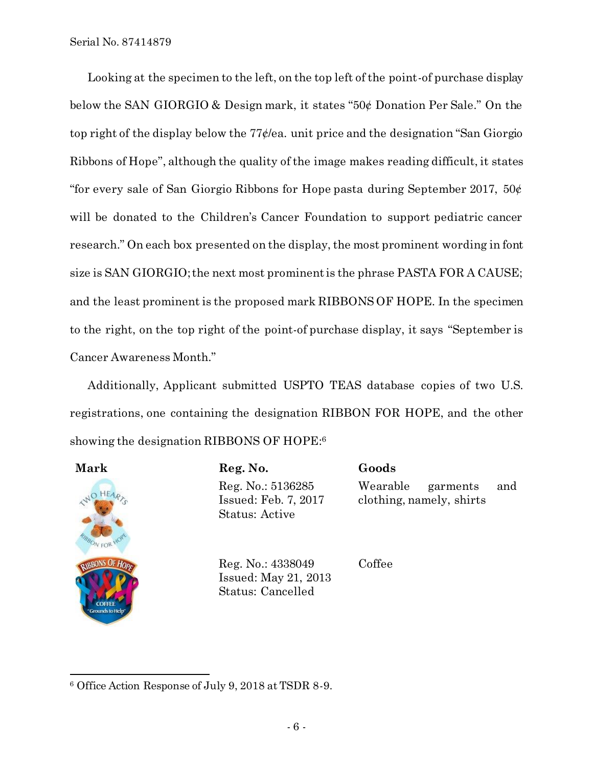Looking at the specimen to the left, on the top left of the point-of purchase display below the SAN GIORGIO & Design mark, it states "50¢ Donation Per Sale." On the top right of the display below the 77¢/ea. unit price and the designation "San Giorgio Ribbons of Hope", although the quality of the image makes reading difficult, it states "for every sale of San Giorgio Ribbons for Hope pasta during September 2017, 50¢ will be donated to the Children's Cancer Foundation to support pediatric cancer research." On each box presented on the display, the most prominent wording in font size is SAN GIORGIO; the next most prominent is the phrase PASTA FOR A CAUSE; and the least prominent is the proposed mark RIBBONS OF HOPE. In the specimen to the right, on the top right of the point-of purchase display, it says "September is Cancer Awareness Month."

Additionally, Applicant submitted USPTO TEAS database copies of two U.S. registrations, one containing the designation RIBBON FOR HOPE, and the other showing the designation RIBBONS OF HOPE:[6]

| Mark | Reg. No. | Goods |
| --- | --- | --- |
| | Reg. No.: 5136285<br>Issued: Feb. 7, 2017<br>Status: Active | Wearable garments and clothing, namely, shirts |
| | Reg. No.: 4338049<br>Issued: May 21, 2013<br>Status: Cancelled | Coffee |

[6] Office Action Response of July 9, 2018 at TSDR 8-9.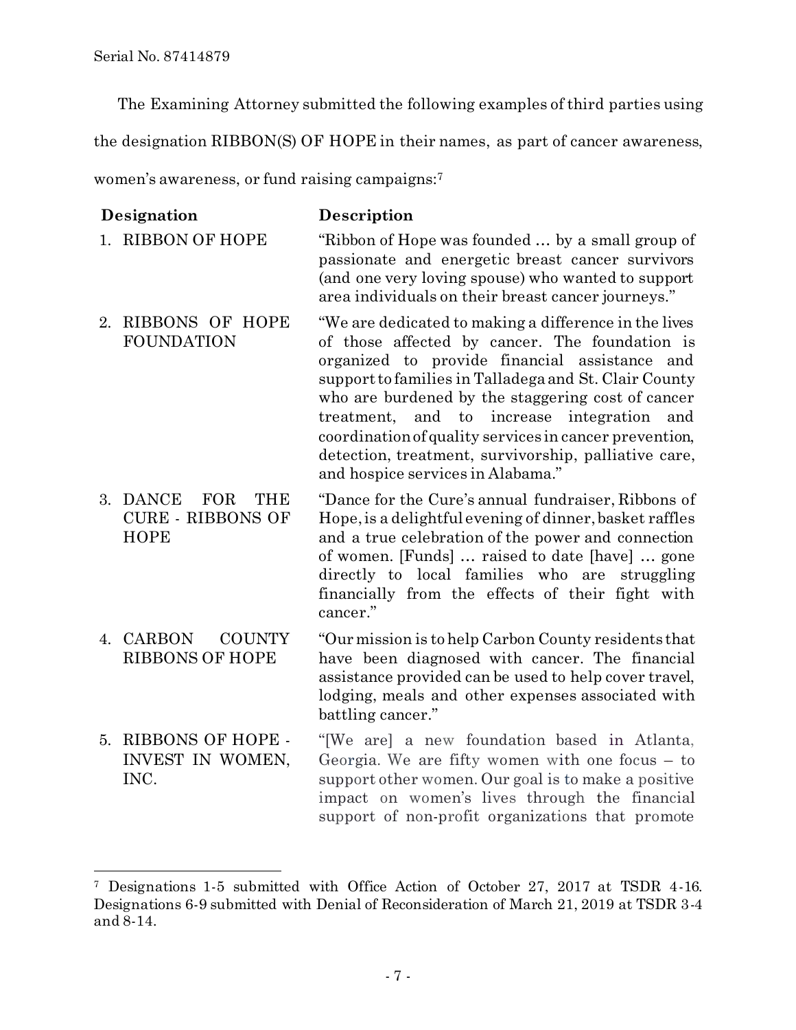The Examining Attorney submitted the following examples of third parties using the designation RIBBON(S) OF HOPE in their names, as part of cancer awareness, women's awareness, or fund raising campaigns:[7]

| Designation | Description |
| --- | --- |
| 1. RIBBON OF HOPE | "Ribbon of Hope was founded … by a small group of passionate and energetic breast cancer survivors (and one very loving spouse) who wanted to support area individuals on their breast cancer journeys." |
| 2. RIBBONS OF HOPE FOUNDATION | "We are dedicated to making a difference in the lives of those affected by cancer. The foundation is organized to provide financial assistance and support to families in Talladega and St. Clair County who are burdened by the staggering cost of cancer treatment, and to increase integration and coordination of quality services in cancer prevention, detection, treatment, survivorship, palliative care, and hospice services in Alabama." |
| 3. DANCE FOR THE CURE - RIBBONS OF HOPE | "Dance for the Cure's annual fundraiser, Ribbons of Hope, is a delightful evening of dinner, basket raffles and a true celebration of the power and connection of women. [Funds] … raised to date [have] … gone directly to local families who are struggling financially from the effects of their fight with cancer." |
| 4. CARBON COUNTY RIBBONS OF HOPE | "Our mission is to help Carbon County residents that have been diagnosed with cancer. The financial assistance provided can be used to help cover travel, lodging, meals and other expenses associated with battling cancer." |
| 5. RIBBONS OF HOPE - INVEST IN WOMEN, INC. | "[We are] a new foundation based in Atlanta, Georgia. We are fifty women with one focus – to support other women. Our goal is to make a positive impact on women's lives through the financial support of non-profit organizations that promote |

[7] Designations 1-5 submitted with Office Action of October 27, 2017 at TSDR 4-16. Designations 6-9 submitted with Denial of Reconsideration of March 21, 2019 at TSDR 3-4 and 8-14.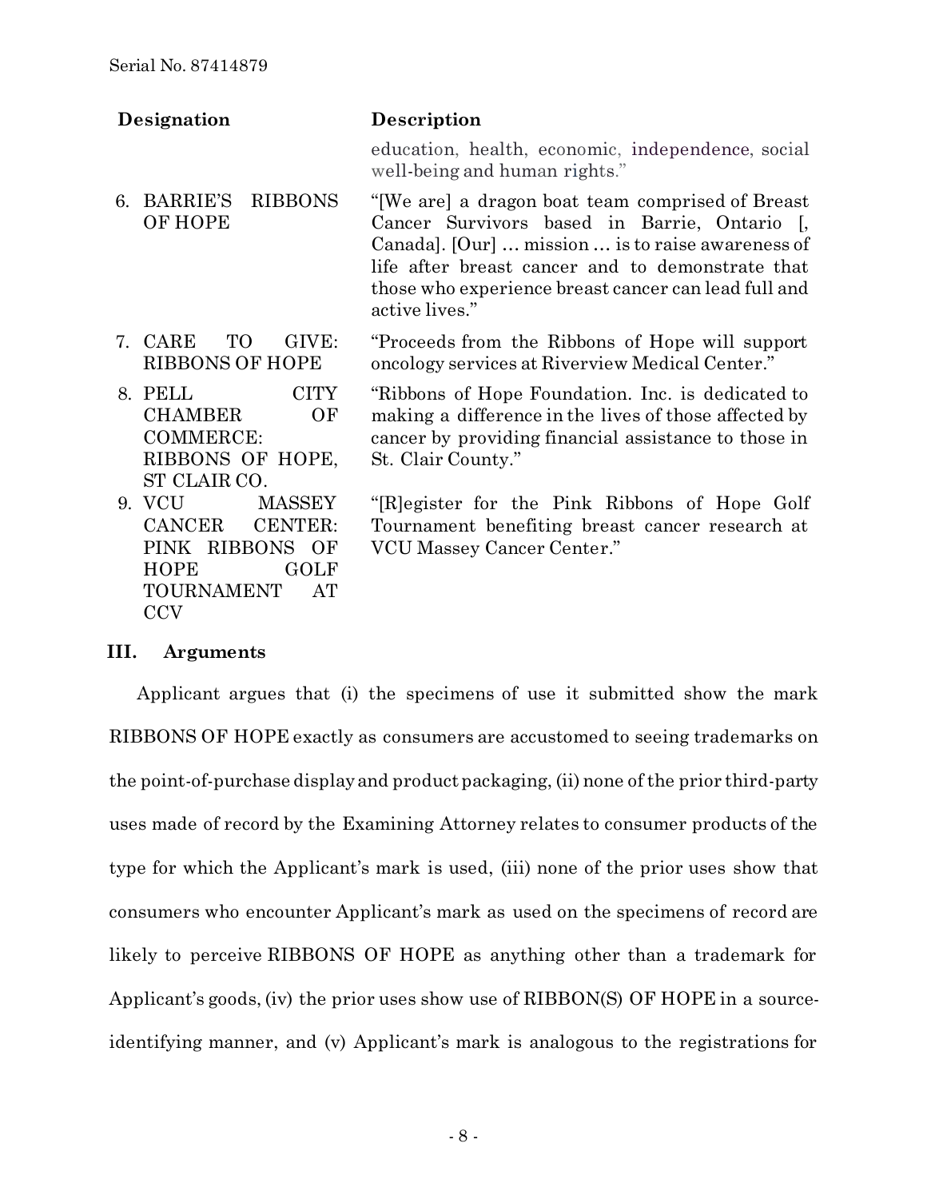| Designation | Description |
| --- | --- |
| | education, health, economic, independence, social well-being and human rights." |
| 6. BARRIE'S RIBBONS OF HOPE | "[We are] a dragon boat team comprised of Breast Cancer Survivors based in Barrie, Ontario [, Canada]. [Our] … mission … is to raise awareness of life after breast cancer and to demonstrate that those who experience breast cancer can lead full and active lives." |
| 7. CARE TO GIVE: RIBBONS OF HOPE | "Proceeds from the Ribbons of Hope will support oncology services at Riverview Medical Center." |
| 8. PELL CITY CHAMBER OF COMMERCE: RIBBONS OF HOPE, ST CLAIR CO. | "Ribbons of Hope Foundation. Inc. is dedicated to making a difference in the lives of those affected by cancer by providing financial assistance to those in St. Clair County." |
| 9. VCU MASSEY CANCER CENTER: PINK RIBBONS OF HOPE GOLF TOURNAMENT AT CCV | "[R]egister for the Pink Ribbons of Hope Golf Tournament benefiting breast cancer research at VCU Massey Cancer Center." |

## III. Arguments

Applicant argues that (i) the specimens of use it submitted show the mark RIBBONS OF HOPE exactly as consumers are accustomed to seeing trademarks on the point-of-purchase display and product packaging, (ii) none of the prior third-party uses made of record by the Examining Attorney relates to consumer products of the type for which the Applicant's mark is used, (iii) none of the prior uses show that consumers who encounter Applicant's mark as used on the specimens of record are likely to perceive RIBBONS OF HOPE as anything other than a trademark for Applicant's goods, (iv) the prior uses show use of RIBBON(S) OF HOPE in a source-identifying manner, and (v) Applicant's mark is analogous to the registrations for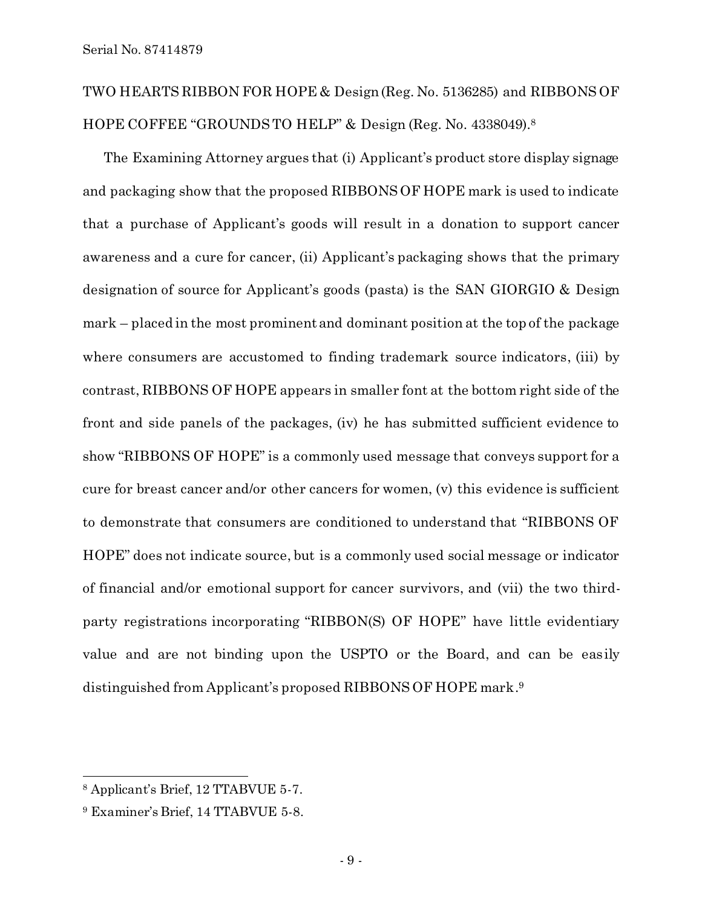TWO HEARTS RIBBON FOR HOPE & Design (Reg. No. 5136285) and RIBBONS OF HOPE COFFEE "GROUNDS TO HELP" & Design (Reg. No. 4338049).[8]

The Examining Attorney argues that (i) Applicant's product store display signage and packaging show that the proposed RIBBONS OF HOPE mark is used to indicate that a purchase of Applicant's goods will result in a donation to support cancer awareness and a cure for cancer, (ii) Applicant's packaging shows that the primary designation of source for Applicant's goods (pasta) is the SAN GIORGIO & Design mark – placed in the most prominent and dominant position at the top of the package where consumers are accustomed to finding trademark source indicators, (iii) by contrast, RIBBONS OF HOPE appears in smaller font at the bottom right side of the front and side panels of the packages, (iv) he has submitted sufficient evidence to show "RIBBONS OF HOPE" is a commonly used message that conveys support for a cure for breast cancer and/or other cancers for women, (v) this evidence is sufficient to demonstrate that consumers are conditioned to understand that "RIBBONS OF HOPE" does not indicate source, but is a commonly used social message or indicator of financial and/or emotional support for cancer survivors, and (vii) the two third-party registrations incorporating "RIBBON(S) OF HOPE" have little evidentiary value and are not binding upon the USPTO or the Board, and can be easily distinguished from Applicant's proposed RIBBONS OF HOPE mark.[9]

---

[8] Applicant's Brief, 12 TTABVUE 5-7.

[9] Examiner's Brief, 14 TTABVUE 5-8.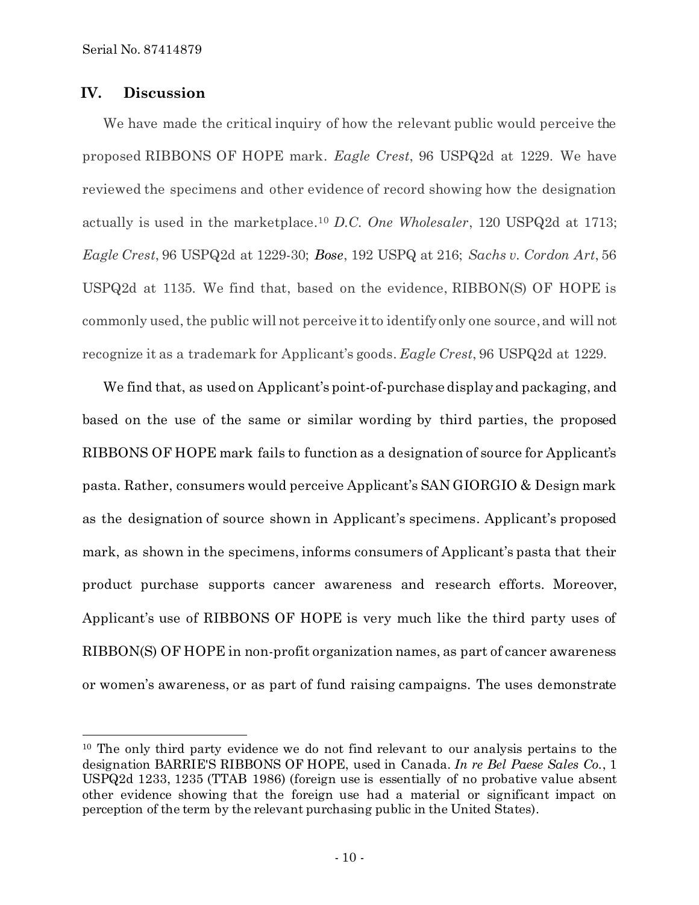## IV. Discussion

We have made the critical inquiry of how the relevant public would perceive the proposed RIBBONS OF HOPE mark. *Eagle Crest*, 96 USPQ2d at 1229. We have reviewed the specimens and other evidence of record showing how the designation actually is used in the marketplace.[10] *D.C. One Wholesaler*, 120 USPQ2d at 1713; *Eagle Crest*, 96 USPQ2d at 1229-30; *Bose*, 192 USPQ at 216; *Sachs v. Cordon Art*, 56 USPQ2d at 1135. We find that, based on the evidence, RIBBON(S) OF HOPE is commonly used, the public will not perceive it to identify only one source, and will not recognize it as a trademark for Applicant's goods. *Eagle Crest*, 96 USPQ2d at 1229.

We find that, as used on Applicant's point-of-purchase display and packaging, and based on the use of the same or similar wording by third parties, the proposed RIBBONS OF HOPE mark fails to function as a designation of source for Applicant's pasta. Rather, consumers would perceive Applicant's SAN GIORGIO & Design mark as the designation of source shown in Applicant's specimens. Applicant's proposed mark, as shown in the specimens, informs consumers of Applicant's pasta that their product purchase supports cancer awareness and research efforts. Moreover, Applicant's use of RIBBONS OF HOPE is very much like the third party uses of RIBBON(S) OF HOPE in non-profit organization names, as part of cancer awareness or women's awareness, or as part of fund raising campaigns. The uses demonstrate

---

[10] The only third party evidence we do not find relevant to our analysis pertains to the designation BARRIE'S RIBBONS OF HOPE, used in Canada. *In re Bel Paese Sales Co.*, 1 USPQ2d 1233, 1235 (TTAB 1986) (foreign use is essentially of no probative value absent other evidence showing that the foreign use had a material or significant impact on perception of the term by the relevant purchasing public in the United States).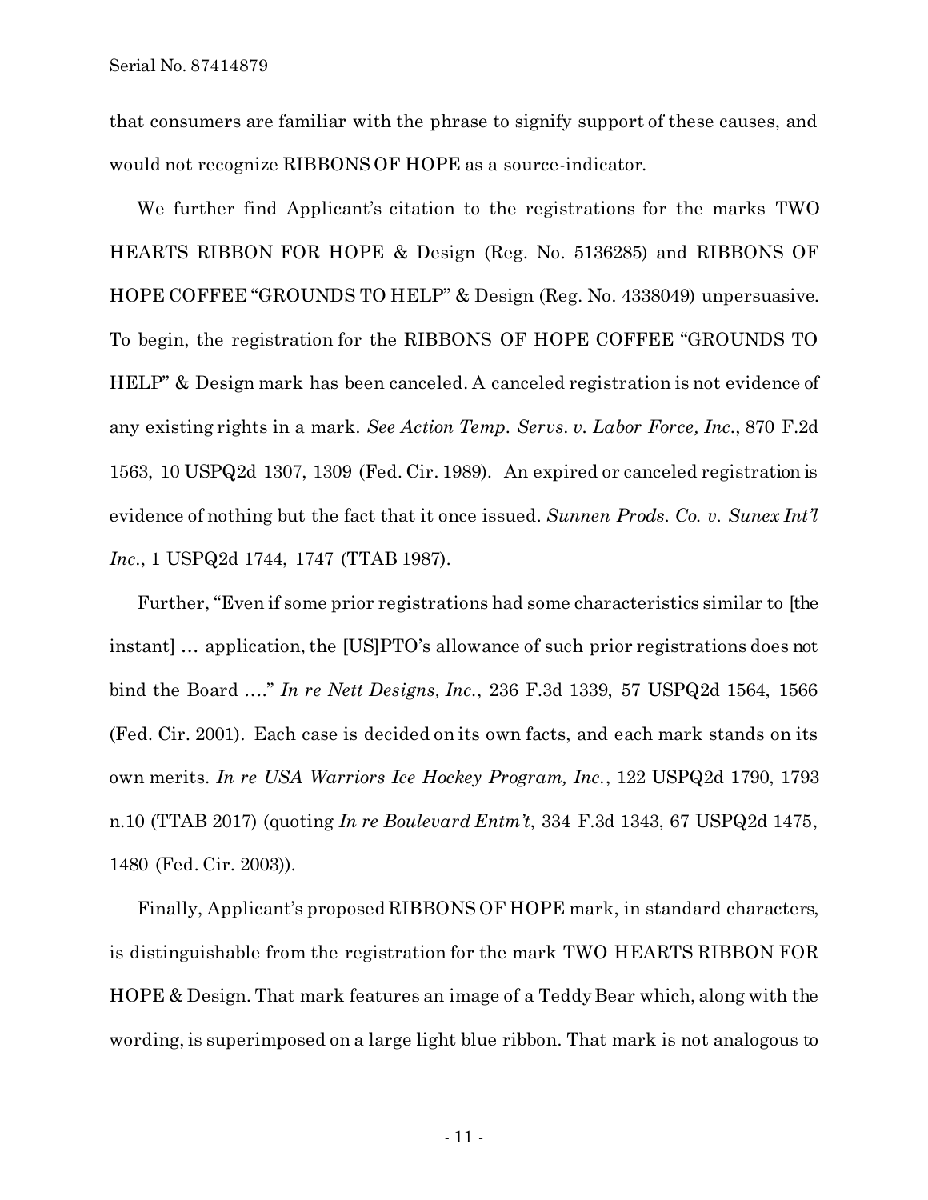that consumers are familiar with the phrase to signify support of these causes, and would not recognize RIBBONS OF HOPE as a source-indicator.

We further find Applicant's citation to the registrations for the marks TWO HEARTS RIBBON FOR HOPE & Design (Reg. No. 5136285) and RIBBONS OF HOPE COFFEE "GROUNDS TO HELP" & Design (Reg. No. 4338049) unpersuasive. To begin, the registration for the RIBBONS OF HOPE COFFEE "GROUNDS TO HELP" & Design mark has been canceled. A canceled registration is not evidence of any existing rights in a mark. *See Action Temp. Servs. v. Labor Force, Inc.*, 870 F.2d 1563, 10 USPQ2d 1307, 1309 (Fed. Cir. 1989). An expired or canceled registration is evidence of nothing but the fact that it once issued. *Sunnen Prods. Co. v. Sunex Int'l Inc.*, 1 USPQ2d 1744, 1747 (TTAB 1987).

Further, "Even if some prior registrations had some characteristics similar to [the instant] … application, the [US]PTO's allowance of such prior registrations does not bind the Board …." *In re Nett Designs, Inc.*, 236 F.3d 1339, 57 USPQ2d 1564, 1566 (Fed. Cir. 2001). Each case is decided on its own facts, and each mark stands on its own merits. *In re USA Warriors Ice Hockey Program, Inc.*, 122 USPQ2d 1790, 1793 n.10 (TTAB 2017) (quoting *In re Boulevard Entm't*, 334 F.3d 1343, 67 USPQ2d 1475, 1480 (Fed. Cir. 2003)).

Finally, Applicant's proposed RIBBONS OF HOPE mark, in standard characters, is distinguishable from the registration for the mark TWO HEARTS RIBBON FOR HOPE & Design. That mark features an image of a Teddy Bear which, along with the wording, is superimposed on a large light blue ribbon. That mark is not analogous to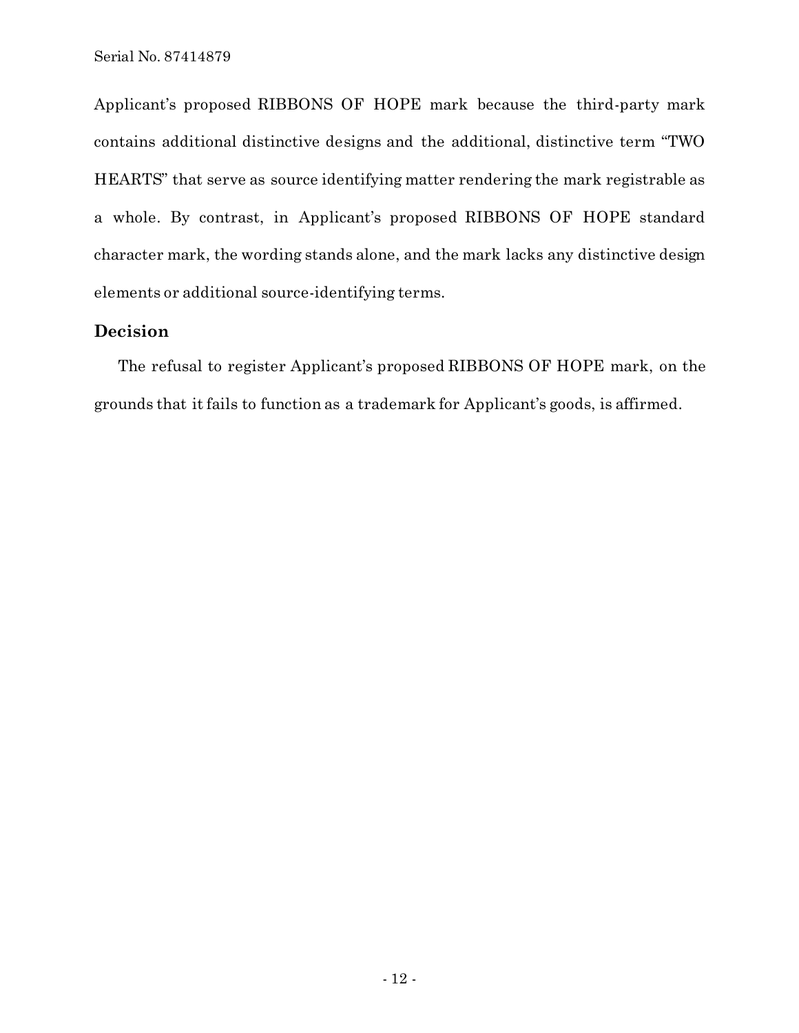Applicant's proposed RIBBONS OF HOPE mark because the third-party mark contains additional distinctive designs and the additional, distinctive term "TWO HEARTS" that serve as source identifying matter rendering the mark registrable as a whole. By contrast, in Applicant's proposed RIBBONS OF HOPE standard character mark, the wording stands alone, and the mark lacks any distinctive design elements or additional source-identifying terms.

## Decision

The refusal to register Applicant's proposed RIBBONS OF HOPE mark, on the grounds that it fails to function as a trademark for Applicant's goods, is affirmed.